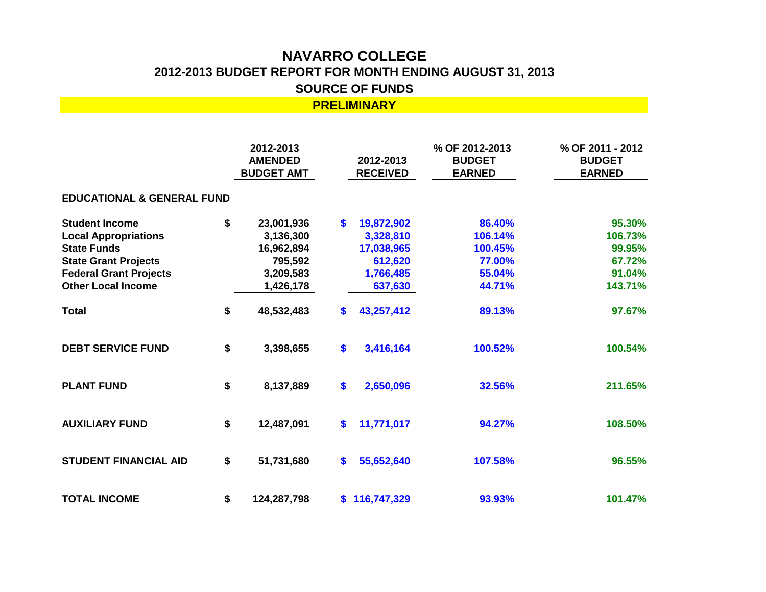# NAVARRO COLLEGE

## 2012-2013 BUDGET REPORT FOR MONTH ENDING AUGUST 31, 2013

## SOURCE OF FUNDS

**PRELIMINARY**

| | 2012-2013 AMENDED BUDGET AMT | 2012-2013 RECEIVED | % OF 2012-2013 BUDGET EARNED | % OF 2011 - 2012 BUDGET EARNED |
|---|---|---|---|---|
| **EDUCATIONAL & GENERAL FUND** | | | | |
| Student Income | $ 23,001,936 | $ 19,872,902 | 86.40% | 95.30% |
| Local Appropriations | 3,136,300 | 3,328,810 | 106.14% | 106.73% |
| State Funds | 16,962,894 | 17,038,965 | 100.45% | 99.95% |
| State Grant Projects | 795,592 | 612,620 | 77.00% | 67.72% |
| Federal Grant Projects | 3,209,583 | 1,766,485 | 55.04% | 91.04% |
| Other Local Income | 1,426,178 | 637,630 | 44.71% | 143.71% |
| **Total** | $ 48,532,483 | $ 43,257,412 | 89.13% | 97.67% |
| **DEBT SERVICE FUND** | $ 3,398,655 | $ 3,416,164 | 100.52% | 100.54% |
| **PLANT FUND** | $ 8,137,889 | $ 2,650,096 | 32.56% | 211.65% |
| **AUXILIARY FUND** | $ 12,487,091 | $ 11,771,017 | 94.27% | 108.50% |
| **STUDENT FINANCIAL AID** | $ 51,731,680 | $ 55,652,640 | 107.58% | 96.55% |
| **TOTAL INCOME** | $ 124,287,798 | $ 116,747,329 | 93.93% | 101.47% |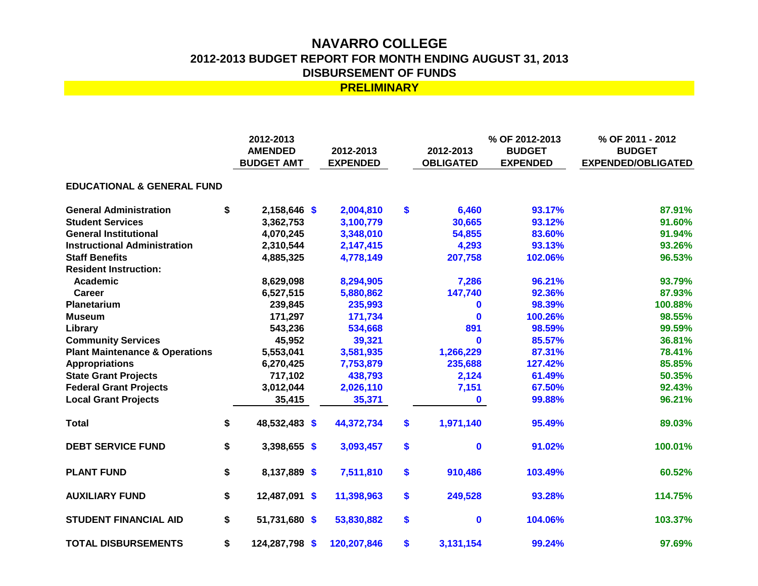# NAVARRO COLLEGE

## 2012-2013 BUDGET REPORT FOR MONTH ENDING AUGUST 31, 2013

## DISBURSEMENT OF FUNDS

**PRELIMINARY**

| | 2012-2013 AMENDED BUDGET AMT | 2012-2013 EXPENDED | 2012-2013 OBLIGATED | % OF 2012-2013 BUDGET EXPENDED | % OF 2011 - 2012 BUDGET EXPENDED/OBLIGATED |
|---|---|---|---|---|---|
| **EDUCATIONAL & GENERAL FUND** | | | | | |
| **General Administration** | $ 2,158,646 | $ 2,004,810 | $ 6,460 | 93.17% | 87.91% |
| **Student Services** | 3,362,753 | 3,100,779 | 30,665 | 93.12% | 91.60% |
| **General Institutional** | 4,070,245 | 3,348,010 | 54,855 | 83.60% | 91.94% |
| **Instructional Administration** | 2,310,544 | 2,147,415 | 4,293 | 93.13% | 93.26% |
| **Staff Benefits** | 4,885,325 | 4,778,149 | 207,758 | 102.06% | 96.53% |
| **Resident Instruction:** | | | | | |
| **Academic** | 8,629,098 | 8,294,905 | 7,286 | 96.21% | 93.79% |
| **Career** | 6,527,515 | 5,880,862 | 147,740 | 92.36% | 87.93% |
| **Planetarium** | 239,845 | 235,993 | 0 | 98.39% | 100.88% |
| **Museum** | 171,297 | 171,734 | 0 | 100.26% | 98.55% |
| **Library** | 543,236 | 534,668 | 891 | 98.59% | 99.59% |
| **Community Services** | 45,952 | 39,321 | 0 | 85.57% | 36.81% |
| **Plant Maintenance & Operations** | 5,553,041 | 3,581,935 | 1,266,229 | 87.31% | 78.41% |
| **Appropriations** | 6,270,425 | 7,753,879 | 235,688 | 127.42% | 85.85% |
| **State Grant Projects** | 717,102 | 438,793 | 2,124 | 61.49% | 50.35% |
| **Federal Grant Projects** | 3,012,044 | 2,026,110 | 7,151 | 67.50% | 92.43% |
| **Local Grant Projects** | 35,415 | 35,371 | 0 | 99.88% | 96.21% |
| **Total** | $ 48,532,483 | $ 44,372,734 | $ 1,971,140 | 95.49% | 89.03% |
| **DEBT SERVICE FUND** | $ 3,398,655 | $ 3,093,457 | $ 0 | 91.02% | 100.01% |
| **PLANT FUND** | $ 8,137,889 | $ 7,511,810 | $ 910,486 | 103.49% | 60.52% |
| **AUXILIARY FUND** | $ 12,487,091 | $ 11,398,963 | $ 249,528 | 93.28% | 114.75% |
| **STUDENT FINANCIAL AID** | $ 51,731,680 | $ 53,830,882 | $ 0 | 104.06% | 103.37% |
| **TOTAL DISBURSEMENTS** | $ 124,287,798 | $ 120,207,846 | $ 3,131,154 | 99.24% | 97.69% |